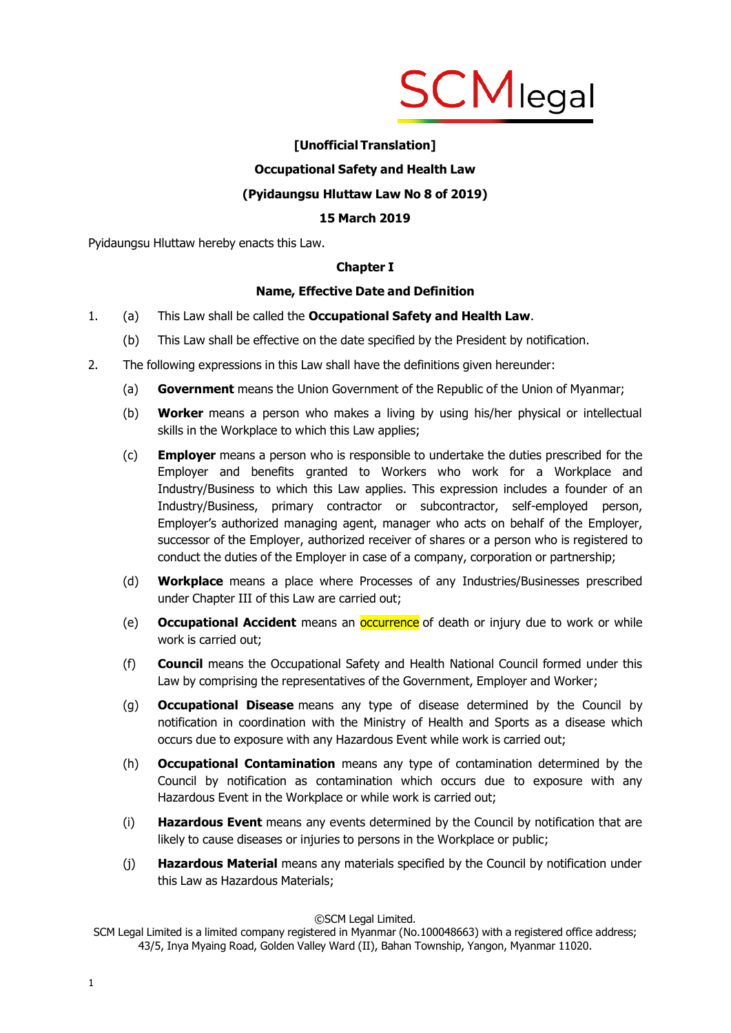**[Unofficial Translation]**

# Occupational Safety and Health Law

**(Pyidaungsu Hluttaw Law No 8 of 2019)**

**15 March 2019**

Pyidaungsu Hluttaw hereby enacts this Law.

## Chapter I

## Name, Effective Date and Definition

1. (a) This Law shall be called the **Occupational Safety and Health Law**.

   (b) This Law shall be effective on the date specified by the President by notification.

2. The following expressions in this Law shall have the definitions given hereunder:

   (a) **Government** means the Union Government of the Republic of the Union of Myanmar;

   (b) **Worker** means a person who makes a living by using his/her physical or intellectual skills in the Workplace to which this Law applies;

   (c) **Employer** means a person who is responsible to undertake the duties prescribed for the Employer and benefits granted to Workers who work for a Workplace and Industry/Business to which this Law applies. This expression includes a founder of an Industry/Business, primary contractor or subcontractor, self-employed person, Employer's authorized managing agent, manager who acts on behalf of the Employer, successor of the Employer, authorized receiver of shares or a person who is registered to conduct the duties of the Employer in case of a company, corporation or partnership;

   (d) **Workplace** means a place where Processes of any Industries/Businesses prescribed under Chapter III of this Law are carried out;

   (e) **Occupational Accident** means an occurrence of death or injury due to work or while work is carried out;

   (f) **Council** means the Occupational Safety and Health National Council formed under this Law by comprising the representatives of the Government, Employer and Worker;

   (g) **Occupational Disease** means any type of disease determined by the Council by notification in coordination with the Ministry of Health and Sports as a disease which occurs due to exposure with any Hazardous Event while work is carried out;

   (h) **Occupational Contamination** means any type of contamination determined by the Council by notification as contamination which occurs due to exposure with any Hazardous Event in the Workplace or while work is carried out;

   (i) **Hazardous Event** means any events determined by the Council by notification that are likely to cause diseases or injuries to persons in the Workplace or public;

   (j) **Hazardous Material** means any materials specified by the Council by notification under this Law as Hazardous Materials;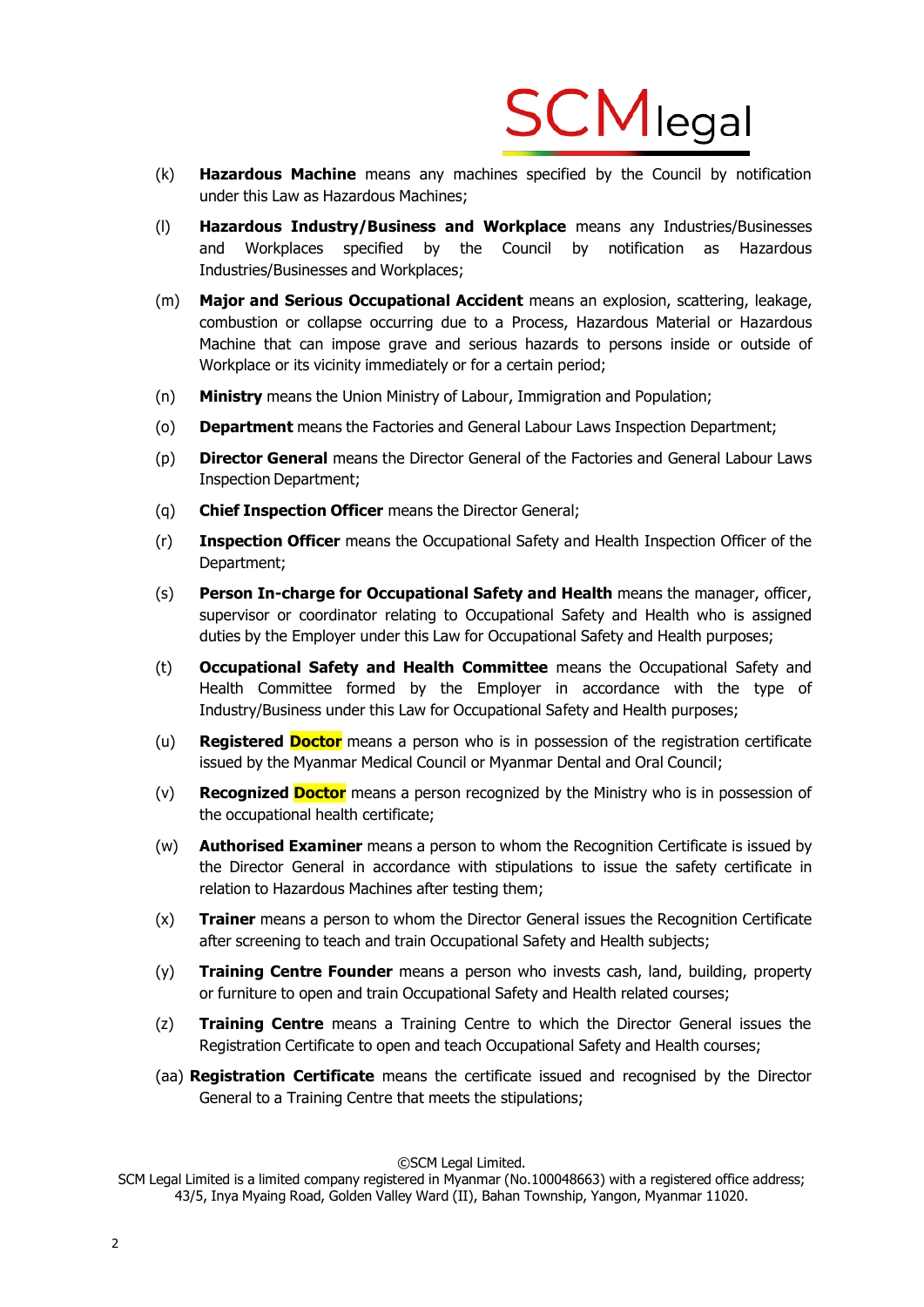(k) **Hazardous Machine** means any machines specified by the Council by notification under this Law as Hazardous Machines;

(l) **Hazardous Industry/Business and Workplace** means any Industries/Businesses and Workplaces specified by the Council by notification as Hazardous Industries/Businesses and Workplaces;

(m) **Major and Serious Occupational Accident** means an explosion, scattering, leakage, combustion or collapse occurring due to a Process, Hazardous Material or Hazardous Machine that can impose grave and serious hazards to persons inside or outside of Workplace or its vicinity immediately or for a certain period;

(n) **Ministry** means the Union Ministry of Labour, Immigration and Population;

(o) **Department** means the Factories and General Labour Laws Inspection Department;

(p) **Director General** means the Director General of the Factories and General Labour Laws Inspection Department;

(q) **Chief Inspection Officer** means the Director General;

(r) **Inspection Officer** means the Occupational Safety and Health Inspection Officer of the Department;

(s) **Person In-charge for Occupational Safety and Health** means the manager, officer, supervisor or coordinator relating to Occupational Safety and Health who is assigned duties by the Employer under this Law for Occupational Safety and Health purposes;

(t) **Occupational Safety and Health Committee** means the Occupational Safety and Health Committee formed by the Employer in accordance with the type of Industry/Business under this Law for Occupational Safety and Health purposes;

(u) **Registered Doctor** means a person who is in possession of the registration certificate issued by the Myanmar Medical Council or Myanmar Dental and Oral Council;

(v) **Recognized Doctor** means a person recognized by the Ministry who is in possession of the occupational health certificate;

(w) **Authorised Examiner** means a person to whom the Recognition Certificate is issued by the Director General in accordance with stipulations to issue the safety certificate in relation to Hazardous Machines after testing them;

(x) **Trainer** means a person to whom the Director General issues the Recognition Certificate after screening to teach and train Occupational Safety and Health subjects;

(y) **Training Centre Founder** means a person who invests cash, land, building, property or furniture to open and train Occupational Safety and Health related courses;

(z) **Training Centre** means a Training Centre to which the Director General issues the Registration Certificate to open and teach Occupational Safety and Health courses;

(aa) **Registration Certificate** means the certificate issued and recognised by the Director General to a Training Centre that meets the stipulations;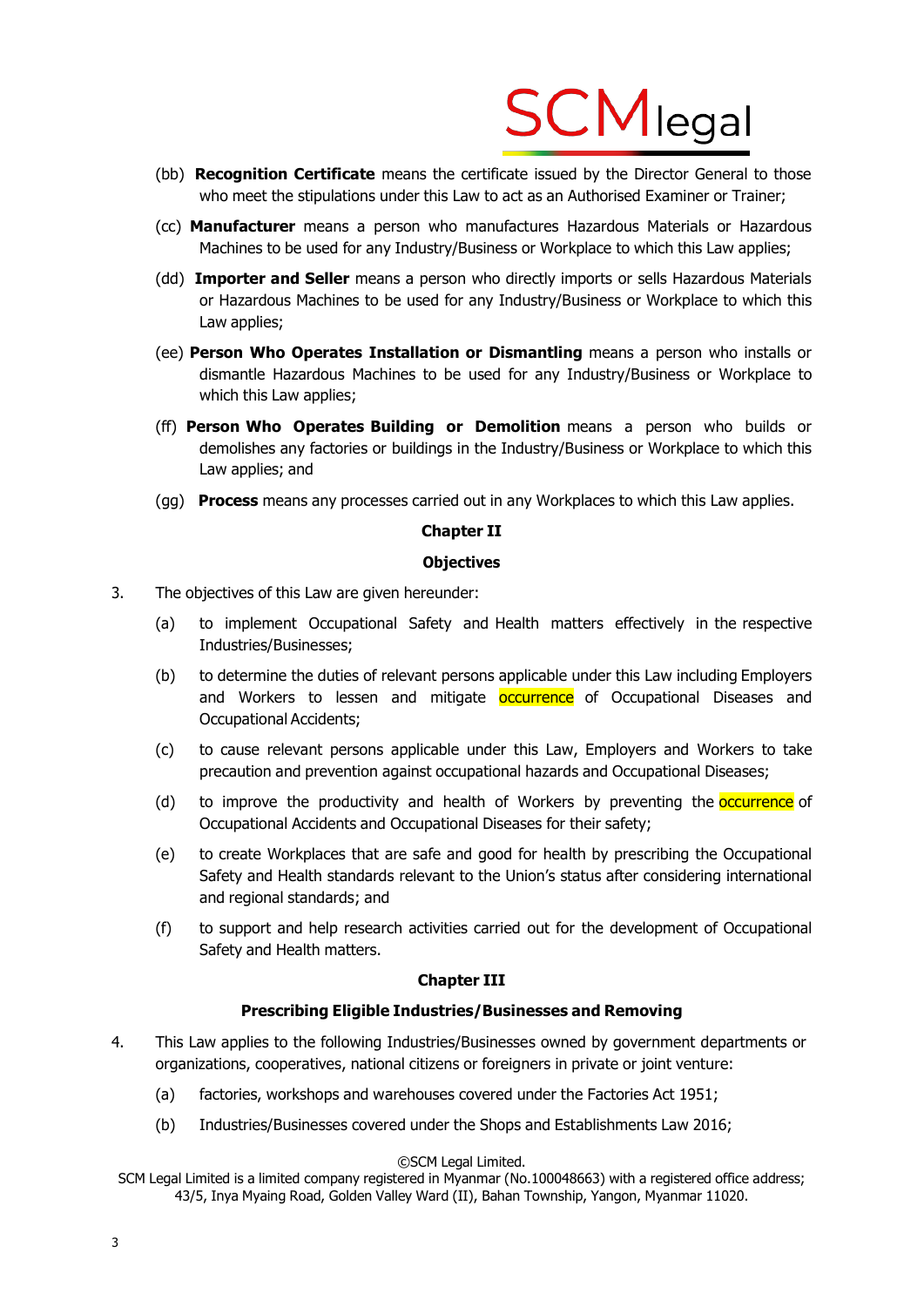(bb) **Recognition Certificate** means the certificate issued by the Director General to those who meet the stipulations under this Law to act as an Authorised Examiner or Trainer;

(cc) **Manufacturer** means a person who manufactures Hazardous Materials or Hazardous Machines to be used for any Industry/Business or Workplace to which this Law applies;

(dd) **Importer and Seller** means a person who directly imports or sells Hazardous Materials or Hazardous Machines to be used for any Industry/Business or Workplace to which this Law applies;

(ee) **Person Who Operates Installation or Dismantling** means a person who installs or dismantle Hazardous Machines to be used for any Industry/Business or Workplace to which this Law applies;

(ff) **Person Who Operates Building or Demolition** means a person who builds or demolishes any factories or buildings in the Industry/Business or Workplace to which this Law applies; and

(gg) **Process** means any processes carried out in any Workplaces to which this Law applies.

## Chapter II

## Objectives

3. The objectives of this Law are given hereunder:

   (a) to implement Occupational Safety and Health matters effectively in the respective Industries/Businesses;

   (b) to determine the duties of relevant persons applicable under this Law including Employers and Workers to lessen and mitigate occurrence of Occupational Diseases and Occupational Accidents;

   (c) to cause relevant persons applicable under this Law, Employers and Workers to take precaution and prevention against occupational hazards and Occupational Diseases;

   (d) to improve the productivity and health of Workers by preventing the occurrence of Occupational Accidents and Occupational Diseases for their safety;

   (e) to create Workplaces that are safe and good for health by prescribing the Occupational Safety and Health standards relevant to the Union's status after considering international and regional standards; and

   (f) to support and help research activities carried out for the development of Occupational Safety and Health matters.

## Chapter III

## Prescribing Eligible Industries/Businesses and Removing

4. This Law applies to the following Industries/Businesses owned by government departments or organizations, cooperatives, national citizens or foreigners in private or joint venture:

   (a) factories, workshops and warehouses covered under the Factories Act 1951;

   (b) Industries/Businesses covered under the Shops and Establishments Law 2016;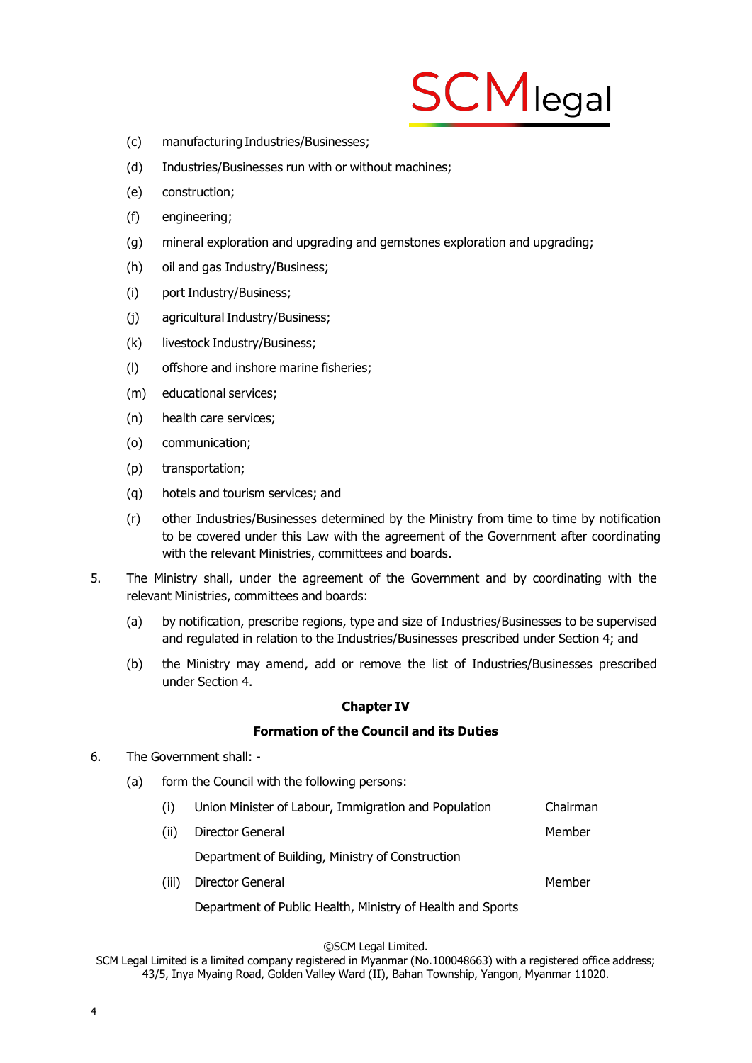(c) manufacturing Industries/Businesses;

(d) Industries/Businesses run with or without machines;

(e) construction;

(f) engineering;

(g) mineral exploration and upgrading and gemstones exploration and upgrading;

(h) oil and gas Industry/Business;

(i) port Industry/Business;

(j) agricultural Industry/Business;

(k) livestock Industry/Business;

(l) offshore and inshore marine fisheries;

(m) educational services;

(n) health care services;

(o) communication;

(p) transportation;

(q) hotels and tourism services; and

(r) other Industries/Businesses determined by the Ministry from time to time by notification to be covered under this Law with the agreement of the Government after coordinating with the relevant Ministries, committees and boards.

5. The Ministry shall, under the agreement of the Government and by coordinating with the relevant Ministries, committees and boards:

   (a) by notification, prescribe regions, type and size of Industries/Businesses to be supervised and regulated in relation to the Industries/Businesses prescribed under Section 4; and

   (b) the Ministry may amend, add or remove the list of Industries/Businesses prescribed under Section 4.

## Chapter IV

## Formation of the Council and its Duties

6. The Government shall: -

   (a) form the Council with the following persons:

| | | |
|---|---|---|
| (i) | Union Minister of Labour, Immigration and Population | Chairman |
| (ii) | Director General<br>Department of Building, Ministry of Construction | Member |
| (iii) | Director General<br>Department of Public Health, Ministry of Health and Sports | Member |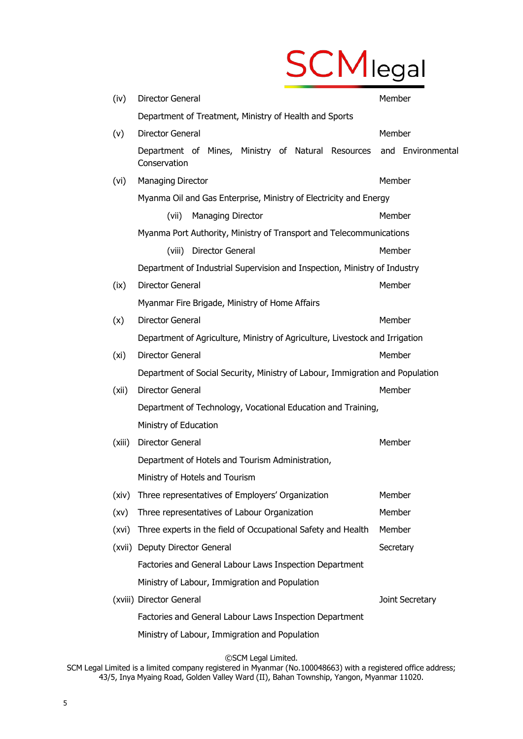(iv) Director General — Member
Department of Treatment, Ministry of Health and Sports

(v) Director General — Member
Department of Mines, Ministry of Natural Resources and Environmental Conservation

(vi) Managing Director — Member
Myanma Oil and Gas Enterprise, Ministry of Electricity and Energy

(vii) Managing Director — Member
Myanma Port Authority, Ministry of Transport and Telecommunications

(viii) Director General — Member
Department of Industrial Supervision and Inspection, Ministry of Industry

(ix) Director General — Member
Myanmar Fire Brigade, Ministry of Home Affairs

(x) Director General — Member
Department of Agriculture, Ministry of Agriculture, Livestock and Irrigation

(xi) Director General — Member
Department of Social Security, Ministry of Labour, Immigration and Population

(xii) Director General — Member
Department of Technology, Vocational Education and Training,
Ministry of Education

(xiii) Director General — Member
Department of Hotels and Tourism Administration,
Ministry of Hotels and Tourism

(xiv) Three representatives of Employers' Organization — Member

(xv) Three representatives of Labour Organization — Member

(xvi) Three experts in the field of Occupational Safety and Health — Member

(xvii) Deputy Director General — Secretary
Factories and General Labour Laws Inspection Department
Ministry of Labour, Immigration and Population

(xviii) Director General — Joint Secretary
Factories and General Labour Laws Inspection Department
Ministry of Labour, Immigration and Population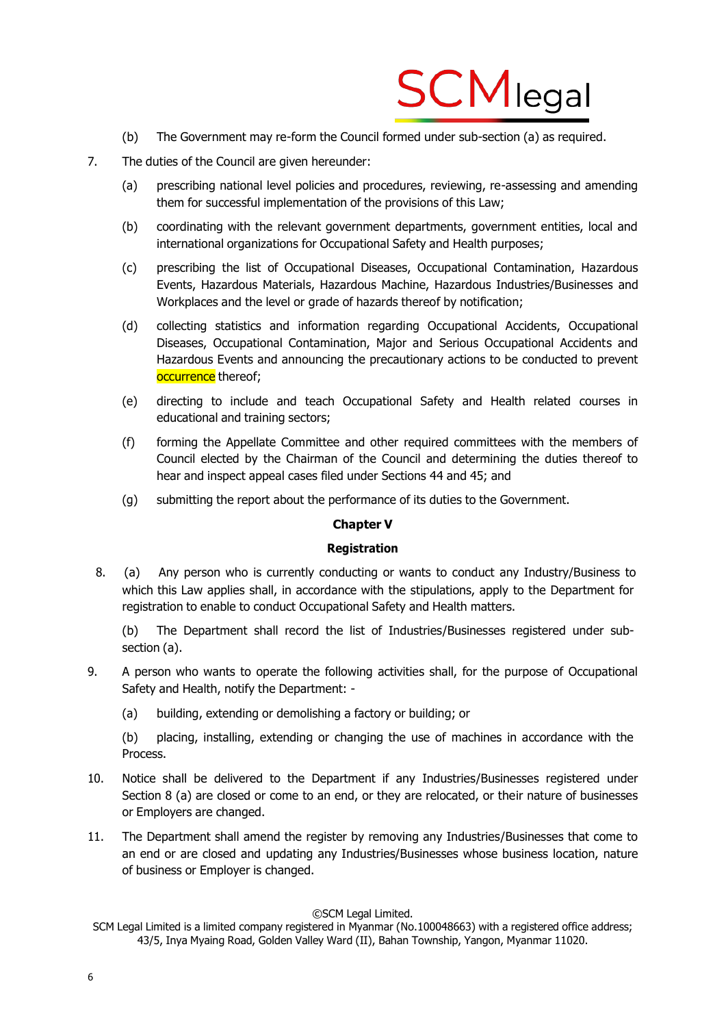(b) The Government may re-form the Council formed under sub-section (a) as required.

7. The duties of the Council are given hereunder:

   (a) prescribing national level policies and procedures, reviewing, re-assessing and amending them for successful implementation of the provisions of this Law;

   (b) coordinating with the relevant government departments, government entities, local and international organizations for Occupational Safety and Health purposes;

   (c) prescribing the list of Occupational Diseases, Occupational Contamination, Hazardous Events, Hazardous Materials, Hazardous Machine, Hazardous Industries/Businesses and Workplaces and the level or grade of hazards thereof by notification;

   (d) collecting statistics and information regarding Occupational Accidents, Occupational Diseases, Occupational Contamination, Major and Serious Occupational Accidents and Hazardous Events and announcing the precautionary actions to be conducted to prevent occurrence thereof;

   (e) directing to include and teach Occupational Safety and Health related courses in educational and training sectors;

   (f) forming the Appellate Committee and other required committees with the members of Council elected by the Chairman of the Council and determining the duties thereof to hear and inspect appeal cases filed under Sections 44 and 45; and

   (g) submitting the report about the performance of its duties to the Government.

## Chapter V

## Registration

8. (a) Any person who is currently conducting or wants to conduct any Industry/Business to which this Law applies shall, in accordance with the stipulations, apply to the Department for registration to enable to conduct Occupational Safety and Health matters.

   (b) The Department shall record the list of Industries/Businesses registered under sub-section (a).

9. A person who wants to operate the following activities shall, for the purpose of Occupational Safety and Health, notify the Department: -

   (a) building, extending or demolishing a factory or building; or

   (b) placing, installing, extending or changing the use of machines in accordance with the Process.

10. Notice shall be delivered to the Department if any Industries/Businesses registered under Section 8 (a) are closed or come to an end, or they are relocated, or their nature of businesses or Employers are changed.

11. The Department shall amend the register by removing any Industries/Businesses that come to an end or are closed and updating any Industries/Businesses whose business location, nature of business or Employer is changed.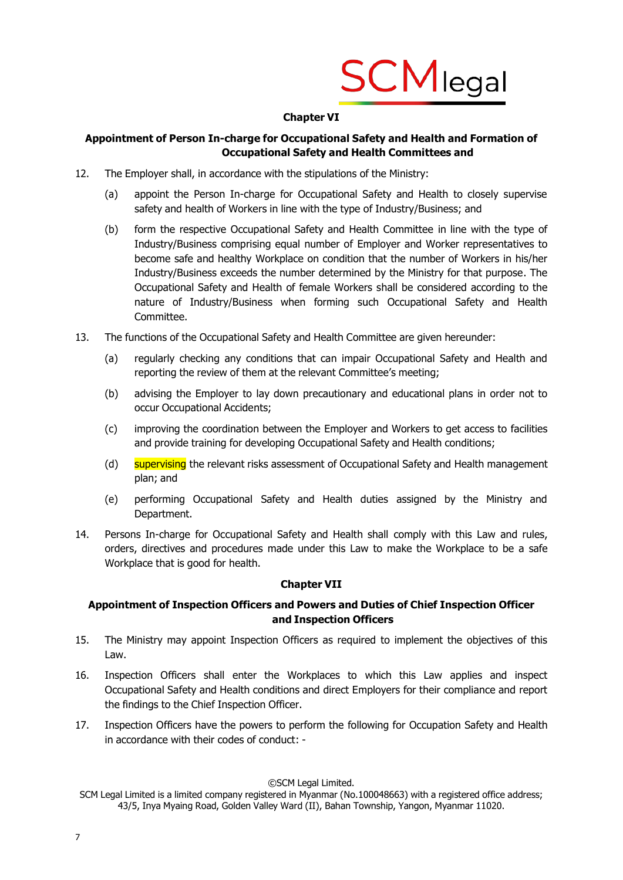## Chapter VI

### Appointment of Person In-charge for Occupational Safety and Health and Formation of Occupational Safety and Health Committees and

12. The Employer shall, in accordance with the stipulations of the Ministry:

    (a) appoint the Person In-charge for Occupational Safety and Health to closely supervise safety and health of Workers in line with the type of Industry/Business; and

    (b) form the respective Occupational Safety and Health Committee in line with the type of Industry/Business comprising equal number of Employer and Worker representatives to become safe and healthy Workplace on condition that the number of Workers in his/her Industry/Business exceeds the number determined by the Ministry for that purpose. The Occupational Safety and Health of female Workers shall be considered according to the nature of Industry/Business when forming such Occupational Safety and Health Committee.

13. The functions of the Occupational Safety and Health Committee are given hereunder:

    (a) regularly checking any conditions that can impair Occupational Safety and Health and reporting the review of them at the relevant Committee's meeting;

    (b) advising the Employer to lay down precautionary and educational plans in order not to occur Occupational Accidents;

    (c) improving the coordination between the Employer and Workers to get access to facilities and provide training for developing Occupational Safety and Health conditions;

    (d) supervising the relevant risks assessment of Occupational Safety and Health management plan; and

    (e) performing Occupational Safety and Health duties assigned by the Ministry and Department.

14. Persons In-charge for Occupational Safety and Health shall comply with this Law and rules, orders, directives and procedures made under this Law to make the Workplace to be a safe Workplace that is good for health.

## Chapter VII

### Appointment of Inspection Officers and Powers and Duties of Chief Inspection Officer and Inspection Officers

15. The Ministry may appoint Inspection Officers as required to implement the objectives of this Law.

16. Inspection Officers shall enter the Workplaces to which this Law applies and inspect Occupational Safety and Health conditions and direct Employers for their compliance and report the findings to the Chief Inspection Officer.

17. Inspection Officers have the powers to perform the following for Occupation Safety and Health in accordance with their codes of conduct: -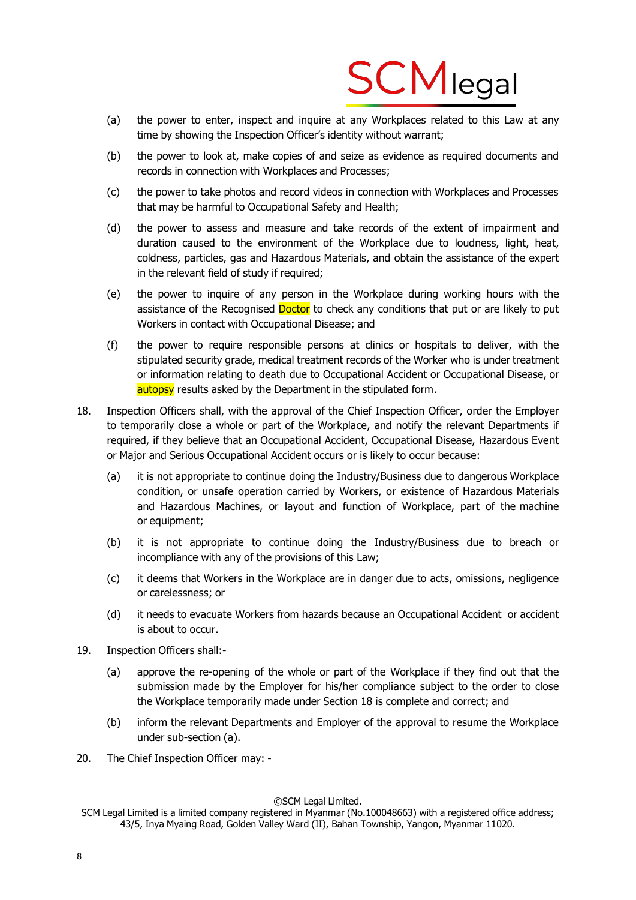(a) the power to enter, inspect and inquire at any Workplaces related to this Law at any time by showing the Inspection Officer's identity without warrant;

(b) the power to look at, make copies of and seize as evidence as required documents and records in connection with Workplaces and Processes;

(c) the power to take photos and record videos in connection with Workplaces and Processes that may be harmful to Occupational Safety and Health;

(d) the power to assess and measure and take records of the extent of impairment and duration caused to the environment of the Workplace due to loudness, light, heat, coldness, particles, gas and Hazardous Materials, and obtain the assistance of the expert in the relevant field of study if required;

(e) the power to inquire of any person in the Workplace during working hours with the assistance of the Recognised Doctor to check any conditions that put or are likely to put Workers in contact with Occupational Disease; and

(f) the power to require responsible persons at clinics or hospitals to deliver, with the stipulated security grade, medical treatment records of the Worker who is under treatment or information relating to death due to Occupational Accident or Occupational Disease, or autopsy results asked by the Department in the stipulated form.

18. Inspection Officers shall, with the approval of the Chief Inspection Officer, order the Employer to temporarily close a whole or part of the Workplace, and notify the relevant Departments if required, if they believe that an Occupational Accident, Occupational Disease, Hazardous Event or Major and Serious Occupational Accident occurs or is likely to occur because:

   (a) it is not appropriate to continue doing the Industry/Business due to dangerous Workplace condition, or unsafe operation carried by Workers, or existence of Hazardous Materials and Hazardous Machines, or layout and function of Workplace, part of the machine or equipment;

   (b) it is not appropriate to continue doing the Industry/Business due to breach or incompliance with any of the provisions of this Law;

   (c) it deems that Workers in the Workplace are in danger due to acts, omissions, negligence or carelessness; or

   (d) it needs to evacuate Workers from hazards because an Occupational Accident or accident is about to occur.

19. Inspection Officers shall:-

   (a) approve the re-opening of the whole or part of the Workplace if they find out that the submission made by the Employer for his/her compliance subject to the order to close the Workplace temporarily made under Section 18 is complete and correct; and

   (b) inform the relevant Departments and Employer of the approval to resume the Workplace under sub-section (a).

20. The Chief Inspection Officer may: -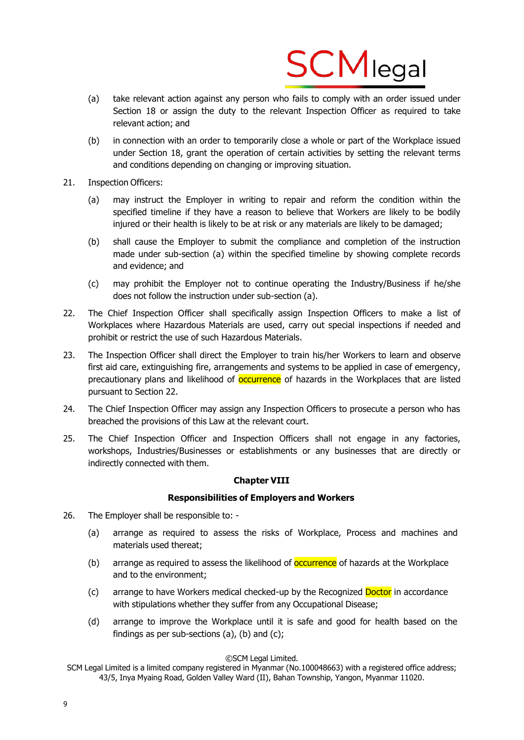(a) take relevant action against any person who fails to comply with an order issued under Section 18 or assign the duty to the relevant Inspection Officer as required to take relevant action; and

(b) in connection with an order to temporarily close a whole or part of the Workplace issued under Section 18, grant the operation of certain activities by setting the relevant terms and conditions depending on changing or improving situation.

21. Inspection Officers:

(a) may instruct the Employer in writing to repair and reform the condition within the specified timeline if they have a reason to believe that Workers are likely to be bodily injured or their health is likely to be at risk or any materials are likely to be damaged;

(b) shall cause the Employer to submit the compliance and completion of the instruction made under sub-section (a) within the specified timeline by showing complete records and evidence; and

(c) may prohibit the Employer not to continue operating the Industry/Business if he/she does not follow the instruction under sub-section (a).

22. The Chief Inspection Officer shall specifically assign Inspection Officers to make a list of Workplaces where Hazardous Materials are used, carry out special inspections if needed and prohibit or restrict the use of such Hazardous Materials.

23. The Inspection Officer shall direct the Employer to train his/her Workers to learn and observe first aid care, extinguishing fire, arrangements and systems to be applied in case of emergency, precautionary plans and likelihood of occurrence of hazards in the Workplaces that are listed pursuant to Section 22.

24. The Chief Inspection Officer may assign any Inspection Officers to prosecute a person who has breached the provisions of this Law at the relevant court.

25. The Chief Inspection Officer and Inspection Officers shall not engage in any factories, workshops, Industries/Businesses or establishments or any businesses that are directly or indirectly connected with them.

## Chapter VIII

## Responsibilities of Employers and Workers

26. The Employer shall be responsible to: -

(a) arrange as required to assess the risks of Workplace, Process and machines and materials used thereat;

(b) arrange as required to assess the likelihood of occurrence of hazards at the Workplace and to the environment;

(c) arrange to have Workers medical checked-up by the Recognized Doctor in accordance with stipulations whether they suffer from any Occupational Disease;

(d) arrange to improve the Workplace until it is safe and good for health based on the findings as per sub-sections (a), (b) and (c);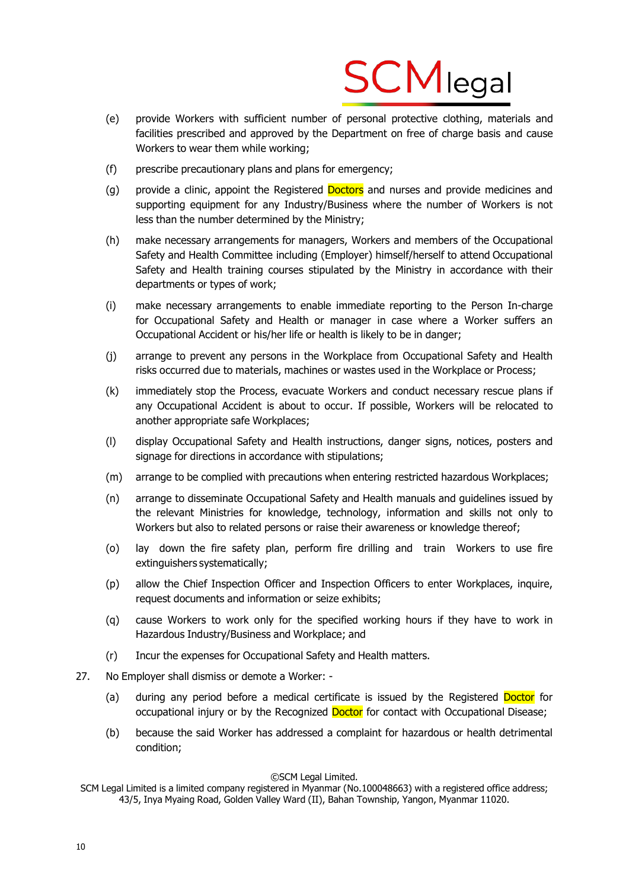(e) provide Workers with sufficient number of personal protective clothing, materials and facilities prescribed and approved by the Department on free of charge basis and cause Workers to wear them while working;

(f) prescribe precautionary plans and plans for emergency;

(g) provide a clinic, appoint the Registered Doctors and nurses and provide medicines and supporting equipment for any Industry/Business where the number of Workers is not less than the number determined by the Ministry;

(h) make necessary arrangements for managers, Workers and members of the Occupational Safety and Health Committee including (Employer) himself/herself to attend Occupational Safety and Health training courses stipulated by the Ministry in accordance with their departments or types of work;

(i) make necessary arrangements to enable immediate reporting to the Person In-charge for Occupational Safety and Health or manager in case where a Worker suffers an Occupational Accident or his/her life or health is likely to be in danger;

(j) arrange to prevent any persons in the Workplace from Occupational Safety and Health risks occurred due to materials, machines or wastes used in the Workplace or Process;

(k) immediately stop the Process, evacuate Workers and conduct necessary rescue plans if any Occupational Accident is about to occur. If possible, Workers will be relocated to another appropriate safe Workplaces;

(l) display Occupational Safety and Health instructions, danger signs, notices, posters and signage for directions in accordance with stipulations;

(m) arrange to be complied with precautions when entering restricted hazardous Workplaces;

(n) arrange to disseminate Occupational Safety and Health manuals and guidelines issued by the relevant Ministries for knowledge, technology, information and skills not only to Workers but also to related persons or raise their awareness or knowledge thereof;

(o) lay down the fire safety plan, perform fire drilling and train Workers to use fire extinguishers systematically;

(p) allow the Chief Inspection Officer and Inspection Officers to enter Workplaces, inquire, request documents and information or seize exhibits;

(q) cause Workers to work only for the specified working hours if they have to work in Hazardous Industry/Business and Workplace; and

(r) Incur the expenses for Occupational Safety and Health matters.

27. No Employer shall dismiss or demote a Worker: -

(a) during any period before a medical certificate is issued by the Registered Doctor for occupational injury or by the Recognized Doctor for contact with Occupational Disease;

(b) because the said Worker has addressed a complaint for hazardous or health detrimental condition;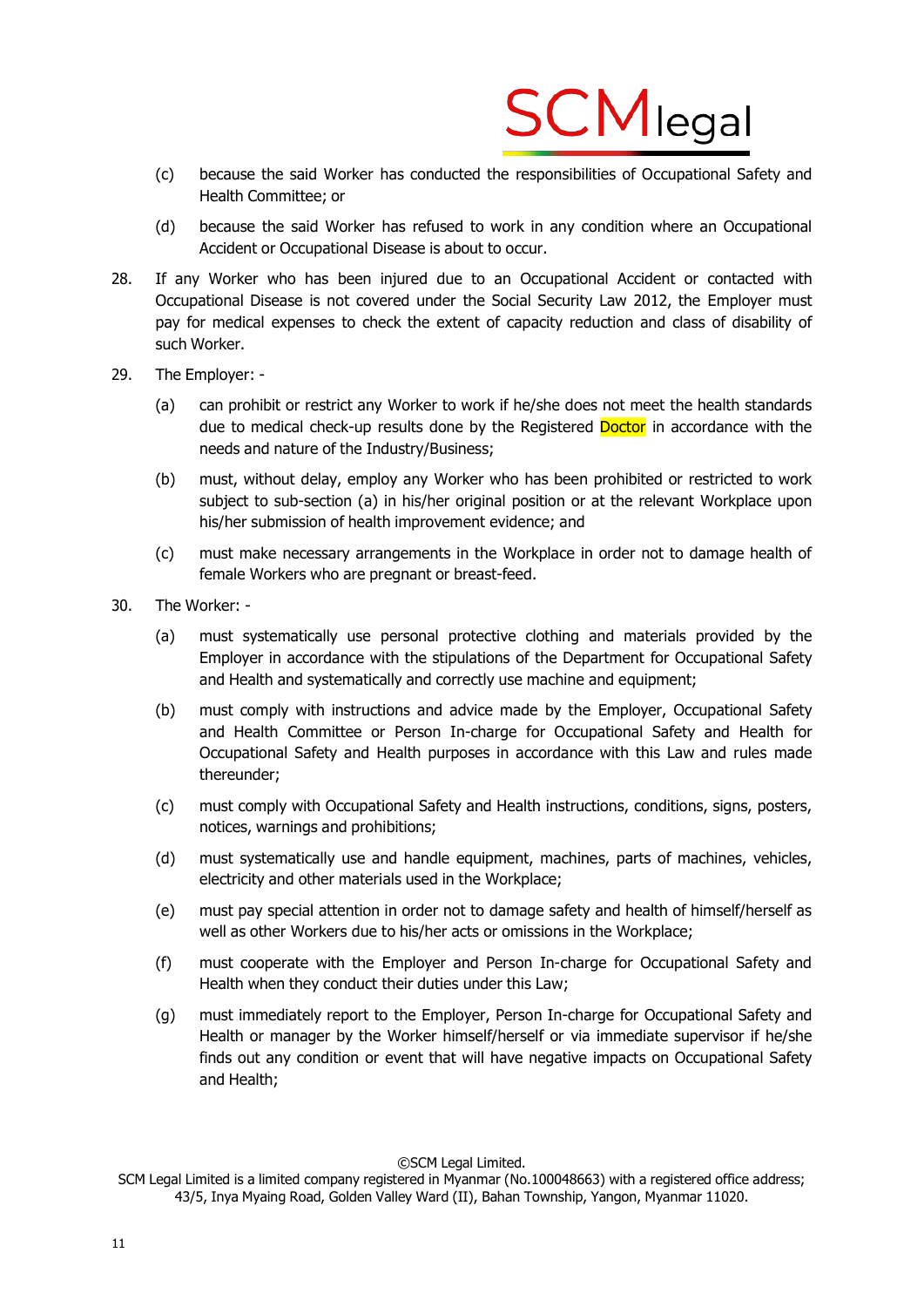(c) because the said Worker has conducted the responsibilities of Occupational Safety and Health Committee; or

(d) because the said Worker has refused to work in any condition where an Occupational Accident or Occupational Disease is about to occur.

28. If any Worker who has been injured due to an Occupational Accident or contacted with Occupational Disease is not covered under the Social Security Law 2012, the Employer must pay for medical expenses to check the extent of capacity reduction and class of disability of such Worker.

29. The Employer: -

(a) can prohibit or restrict any Worker to work if he/she does not meet the health standards due to medical check-up results done by the Registered Doctor in accordance with the needs and nature of the Industry/Business;

(b) must, without delay, employ any Worker who has been prohibited or restricted to work subject to sub-section (a) in his/her original position or at the relevant Workplace upon his/her submission of health improvement evidence; and

(c) must make necessary arrangements in the Workplace in order not to damage health of female Workers who are pregnant or breast-feed.

30. The Worker: -

(a) must systematically use personal protective clothing and materials provided by the Employer in accordance with the stipulations of the Department for Occupational Safety and Health and systematically and correctly use machine and equipment;

(b) must comply with instructions and advice made by the Employer, Occupational Safety and Health Committee or Person In-charge for Occupational Safety and Health for Occupational Safety and Health purposes in accordance with this Law and rules made thereunder;

(c) must comply with Occupational Safety and Health instructions, conditions, signs, posters, notices, warnings and prohibitions;

(d) must systematically use and handle equipment, machines, parts of machines, vehicles, electricity and other materials used in the Workplace;

(e) must pay special attention in order not to damage safety and health of himself/herself as well as other Workers due to his/her acts or omissions in the Workplace;

(f) must cooperate with the Employer and Person In-charge for Occupational Safety and Health when they conduct their duties under this Law;

(g) must immediately report to the Employer, Person In-charge for Occupational Safety and Health or manager by the Worker himself/herself or via immediate supervisor if he/she finds out any condition or event that will have negative impacts on Occupational Safety and Health;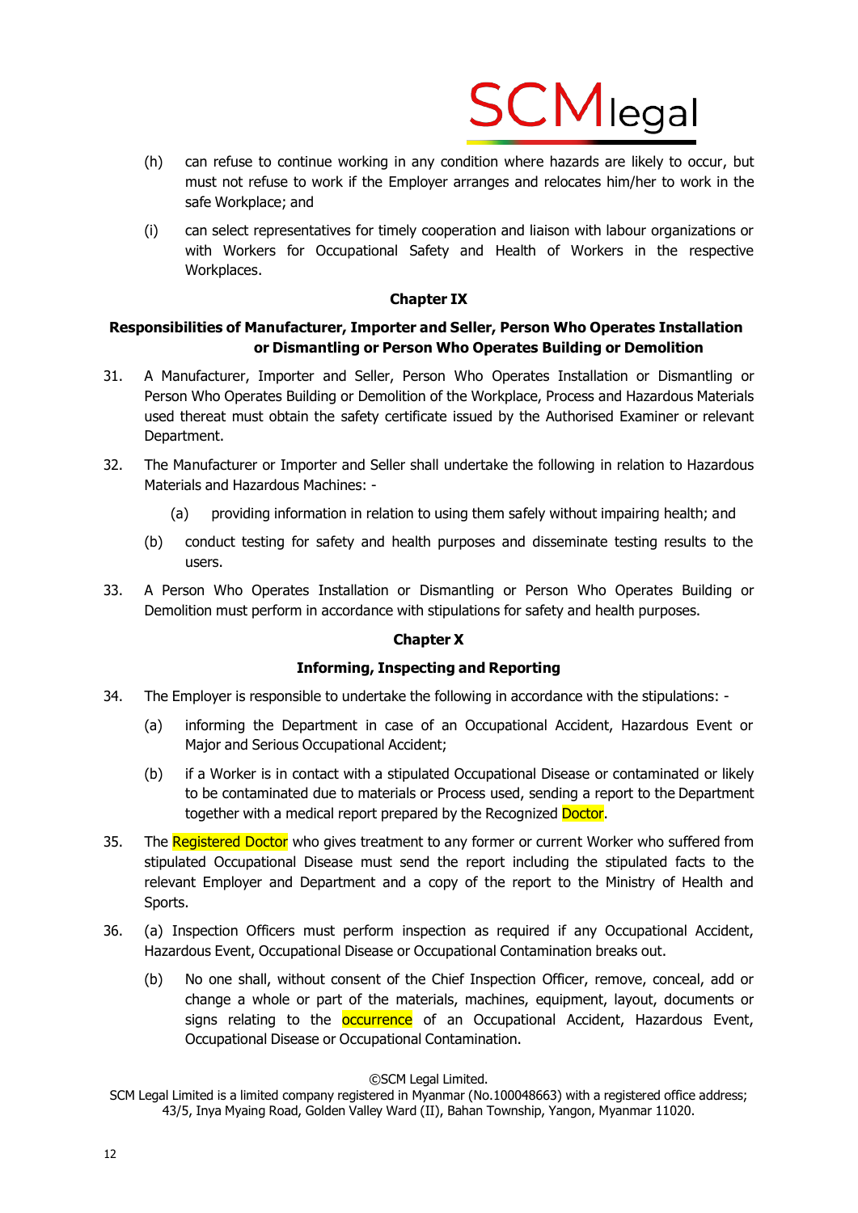(h) can refuse to continue working in any condition where hazards are likely to occur, but must not refuse to work if the Employer arranges and relocates him/her to work in the safe Workplace; and

(i) can select representatives for timely cooperation and liaison with labour organizations or with Workers for Occupational Safety and Health of Workers in the respective Workplaces.

## Chapter IX

## Responsibilities of Manufacturer, Importer and Seller, Person Who Operates Installation or Dismantling or Person Who Operates Building or Demolition

31. A Manufacturer, Importer and Seller, Person Who Operates Installation or Dismantling or Person Who Operates Building or Demolition of the Workplace, Process and Hazardous Materials used thereat must obtain the safety certificate issued by the Authorised Examiner or relevant Department.

32. The Manufacturer or Importer and Seller shall undertake the following in relation to Hazardous Materials and Hazardous Machines: -

    (a) providing information in relation to using them safely without impairing health; and

    (b) conduct testing for safety and health purposes and disseminate testing results to the users.

33. A Person Who Operates Installation or Dismantling or Person Who Operates Building or Demolition must perform in accordance with stipulations for safety and health purposes.

## Chapter X

## Informing, Inspecting and Reporting

34. The Employer is responsible to undertake the following in accordance with the stipulations: -

    (a) informing the Department in case of an Occupational Accident, Hazardous Event or Major and Serious Occupational Accident;

    (b) if a Worker is in contact with a stipulated Occupational Disease or contaminated or likely to be contaminated due to materials or Process used, sending a report to the Department together with a medical report prepared by the Recognized Doctor.

35. The Registered Doctor who gives treatment to any former or current Worker who suffered from stipulated Occupational Disease must send the report including the stipulated facts to the relevant Employer and Department and a copy of the report to the Ministry of Health and Sports.

36. (a) Inspection Officers must perform inspection as required if any Occupational Accident, Hazardous Event, Occupational Disease or Occupational Contamination breaks out.

    (b) No one shall, without consent of the Chief Inspection Officer, remove, conceal, add or change a whole or part of the materials, machines, equipment, layout, documents or signs relating to the occurrence of an Occupational Accident, Hazardous Event, Occupational Disease or Occupational Contamination.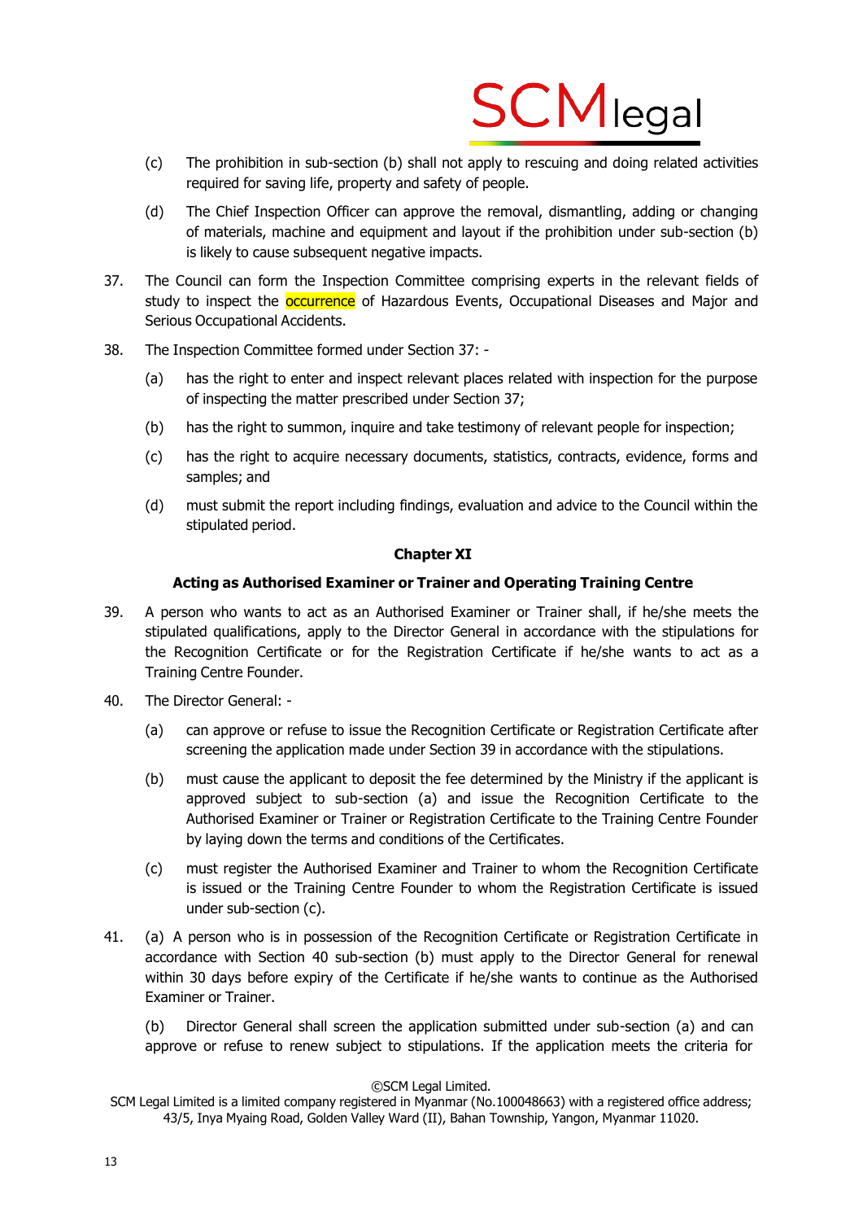(c) The prohibition in sub-section (b) shall not apply to rescuing and doing related activities required for saving life, property and safety of people.

(d) The Chief Inspection Officer can approve the removal, dismantling, adding or changing of materials, machine and equipment and layout if the prohibition under sub-section (b) is likely to cause subsequent negative impacts.

37. The Council can form the Inspection Committee comprising experts in the relevant fields of study to inspect the occurrence of Hazardous Events, Occupational Diseases and Major and Serious Occupational Accidents.

38. The Inspection Committee formed under Section 37: -

(a) has the right to enter and inspect relevant places related with inspection for the purpose of inspecting the matter prescribed under Section 37;

(b) has the right to summon, inquire and take testimony of relevant people for inspection;

(c) has the right to acquire necessary documents, statistics, contracts, evidence, forms and samples; and

(d) must submit the report including findings, evaluation and advice to the Council within the stipulated period.

**Chapter XI**

**Acting as Authorised Examiner or Trainer and Operating Training Centre**

39. A person who wants to act as an Authorised Examiner or Trainer shall, if he/she meets the stipulated qualifications, apply to the Director General in accordance with the stipulations for the Recognition Certificate or for the Registration Certificate if he/she wants to act as a Training Centre Founder.

40. The Director General: -

(a) can approve or refuse to issue the Recognition Certificate or Registration Certificate after screening the application made under Section 39 in accordance with the stipulations.

(b) must cause the applicant to deposit the fee determined by the Ministry if the applicant is approved subject to sub-section (a) and issue the Recognition Certificate to the Authorised Examiner or Trainer or Registration Certificate to the Training Centre Founder by laying down the terms and conditions of the Certificates.

(c) must register the Authorised Examiner and Trainer to whom the Recognition Certificate is issued or the Training Centre Founder to whom the Registration Certificate is issued under sub-section (c).

41. (a) A person who is in possession of the Recognition Certificate or Registration Certificate in accordance with Section 40 sub-section (b) must apply to the Director General for renewal within 30 days before expiry of the Certificate if he/she wants to continue as the Authorised Examiner or Trainer.

(b) Director General shall screen the application submitted under sub-section (a) and can approve or refuse to renew subject to stipulations. If the application meets the criteria for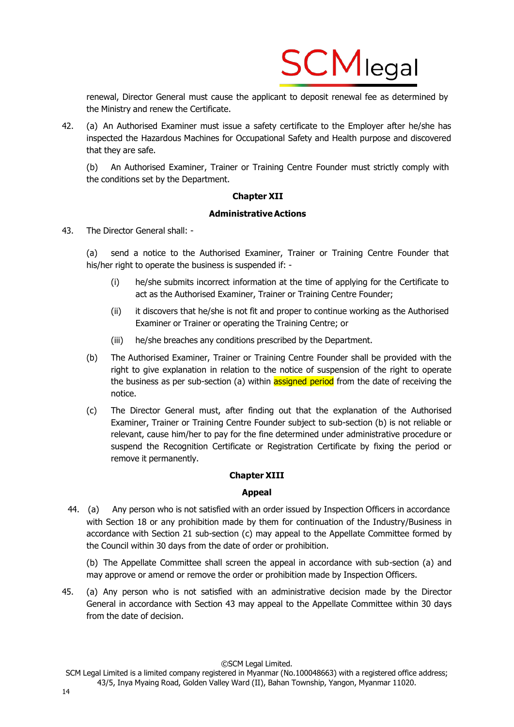renewal, Director General must cause the applicant to deposit renewal fee as determined by the Ministry and renew the Certificate.

42. (a) An Authorised Examiner must issue a safety certificate to the Employer after he/she has inspected the Hazardous Machines for Occupational Safety and Health purpose and discovered that they are safe.

(b) An Authorised Examiner, Trainer or Training Centre Founder must strictly comply with the conditions set by the Department.

## Chapter XII

## Administrative Actions

43. The Director General shall: -

(a) send a notice to the Authorised Examiner, Trainer or Training Centre Founder that his/her right to operate the business is suspended if: -

(i) he/she submits incorrect information at the time of applying for the Certificate to act as the Authorised Examiner, Trainer or Training Centre Founder;

(ii) it discovers that he/she is not fit and proper to continue working as the Authorised Examiner or Trainer or operating the Training Centre; or

(iii) he/she breaches any conditions prescribed by the Department.

(b) The Authorised Examiner, Trainer or Training Centre Founder shall be provided with the right to give explanation in relation to the notice of suspension of the right to operate the business as per sub-section (a) within assigned period from the date of receiving the notice.

(c) The Director General must, after finding out that the explanation of the Authorised Examiner, Trainer or Training Centre Founder subject to sub-section (b) is not reliable or relevant, cause him/her to pay for the fine determined under administrative procedure or suspend the Recognition Certificate or Registration Certificate by fixing the period or remove it permanently.

## Chapter XIII

## Appeal

44. (a) Any person who is not satisfied with an order issued by Inspection Officers in accordance with Section 18 or any prohibition made by them for continuation of the Industry/Business in accordance with Section 21 sub-section (c) may appeal to the Appellate Committee formed by the Council within 30 days from the date of order or prohibition.

(b) The Appellate Committee shall screen the appeal in accordance with sub-section (a) and may approve or amend or remove the order or prohibition made by Inspection Officers.

45. (a) Any person who is not satisfied with an administrative decision made by the Director General in accordance with Section 43 may appeal to the Appellate Committee within 30 days from the date of decision.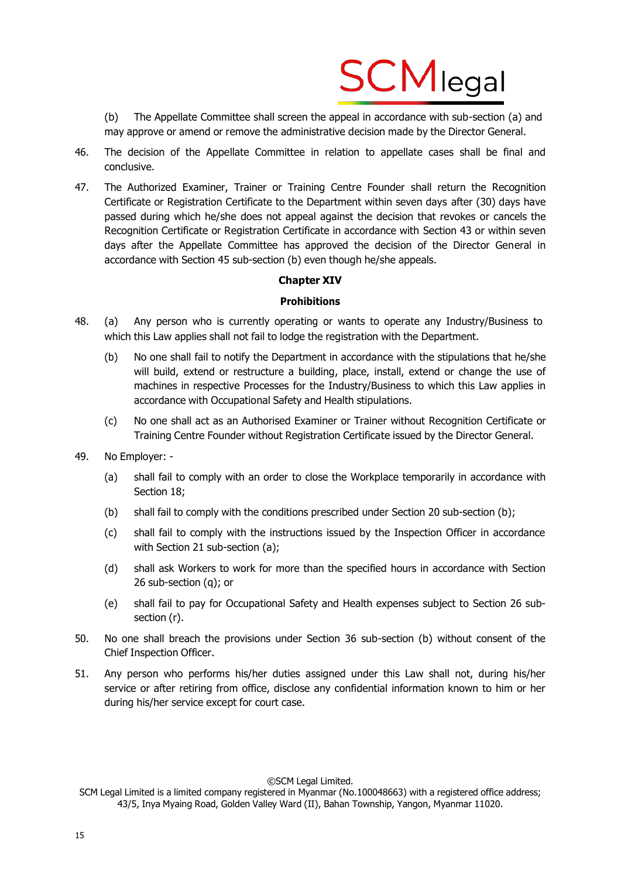(b) The Appellate Committee shall screen the appeal in accordance with sub-section (a) and may approve or amend or remove the administrative decision made by the Director General.

46. The decision of the Appellate Committee in relation to appellate cases shall be final and conclusive.

47. The Authorized Examiner, Trainer or Training Centre Founder shall return the Recognition Certificate or Registration Certificate to the Department within seven days after (30) days have passed during which he/she does not appeal against the decision that revokes or cancels the Recognition Certificate or Registration Certificate in accordance with Section 43 or within seven days after the Appellate Committee has approved the decision of the Director General in accordance with Section 45 sub-section (b) even though he/she appeals.

**Chapter XIV**

**Prohibitions**

48. (a) Any person who is currently operating or wants to operate any Industry/Business to which this Law applies shall not fail to lodge the registration with the Department.

    (b) No one shall fail to notify the Department in accordance with the stipulations that he/she will build, extend or restructure a building, place, install, extend or change the use of machines in respective Processes for the Industry/Business to which this Law applies in accordance with Occupational Safety and Health stipulations.

    (c) No one shall act as an Authorised Examiner or Trainer without Recognition Certificate or Training Centre Founder without Registration Certificate issued by the Director General.

49. No Employer: -

    (a) shall fail to comply with an order to close the Workplace temporarily in accordance with Section 18;

    (b) shall fail to comply with the conditions prescribed under Section 20 sub-section (b);

    (c) shall fail to comply with the instructions issued by the Inspection Officer in accordance with Section 21 sub-section (a);

    (d) shall ask Workers to work for more than the specified hours in accordance with Section 26 sub-section (q); or

    (e) shall fail to pay for Occupational Safety and Health expenses subject to Section 26 sub-section (r).

50. No one shall breach the provisions under Section 36 sub-section (b) without consent of the Chief Inspection Officer.

51. Any person who performs his/her duties assigned under this Law shall not, during his/her service or after retiring from office, disclose any confidential information known to him or her during his/her service except for court case.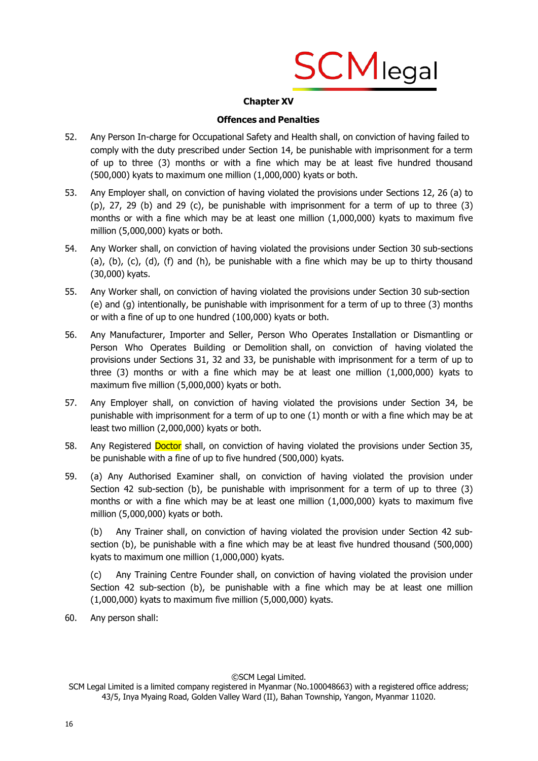**Chapter XV**

**Offences and Penalties**

52. Any Person In-charge for Occupational Safety and Health shall, on conviction of having failed to comply with the duty prescribed under Section 14, be punishable with imprisonment for a term of up to three (3) months or with a fine which may be at least five hundred thousand (500,000) kyats to maximum one million (1,000,000) kyats or both.

53. Any Employer shall, on conviction of having violated the provisions under Sections 12, 26 (a) to (p), 27, 29 (b) and 29 (c), be punishable with imprisonment for a term of up to three (3) months or with a fine which may be at least one million (1,000,000) kyats to maximum five million (5,000,000) kyats or both.

54. Any Worker shall, on conviction of having violated the provisions under Section 30 sub-sections (a), (b), (c), (d), (f) and (h), be punishable with a fine which may be up to thirty thousand (30,000) kyats.

55. Any Worker shall, on conviction of having violated the provisions under Section 30 sub-section (e) and (g) intentionally, be punishable with imprisonment for a term of up to three (3) months or with a fine of up to one hundred (100,000) kyats or both.

56. Any Manufacturer, Importer and Seller, Person Who Operates Installation or Dismantling or Person Who Operates Building or Demolition shall, on conviction of having violated the provisions under Sections 31, 32 and 33, be punishable with imprisonment for a term of up to three (3) months or with a fine which may be at least one million (1,000,000) kyats to maximum five million (5,000,000) kyats or both.

57. Any Employer shall, on conviction of having violated the provisions under Section 34, be punishable with imprisonment for a term of up to one (1) month or with a fine which may be at least two million (2,000,000) kyats or both.

58. Any Registered Doctor shall, on conviction of having violated the provisions under Section 35, be punishable with a fine of up to five hundred (500,000) kyats.

59. (a) Any Authorised Examiner shall, on conviction of having violated the provision under Section 42 sub-section (b), be punishable with imprisonment for a term of up to three (3) months or with a fine which may be at least one million (1,000,000) kyats to maximum five million (5,000,000) kyats or both.

    (b) Any Trainer shall, on conviction of having violated the provision under Section 42 sub-section (b), be punishable with a fine which may be at least five hundred thousand (500,000) kyats to maximum one million (1,000,000) kyats.

    (c) Any Training Centre Founder shall, on conviction of having violated the provision under Section 42 sub-section (b), be punishable with a fine which may be at least one million (1,000,000) kyats to maximum five million (5,000,000) kyats.

60. Any person shall: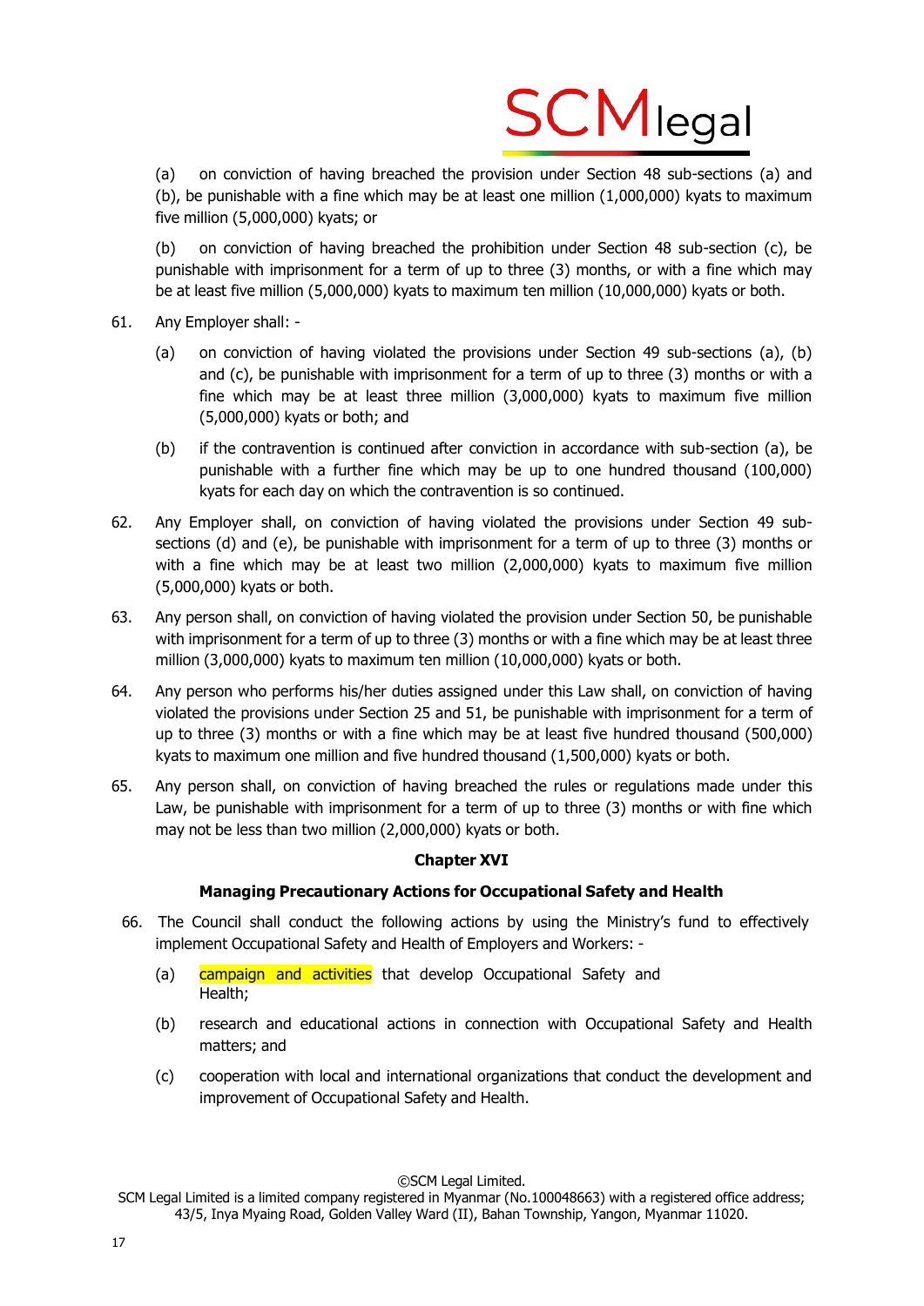(a) on conviction of having breached the provision under Section 48 sub-sections (a) and (b), be punishable with a fine which may be at least one million (1,000,000) kyats to maximum five million (5,000,000) kyats; or

(b) on conviction of having breached the prohibition under Section 48 sub-section (c), be punishable with imprisonment for a term of up to three (3) months, or with a fine which may be at least five million (5,000,000) kyats to maximum ten million (10,000,000) kyats or both.

61. Any Employer shall: -

    (a) on conviction of having violated the provisions under Section 49 sub-sections (a), (b) and (c), be punishable with imprisonment for a term of up to three (3) months or with a fine which may be at least three million (3,000,000) kyats to maximum five million (5,000,000) kyats or both; and

    (b) if the contravention is continued after conviction in accordance with sub-section (a), be punishable with a further fine which may be up to one hundred thousand (100,000) kyats for each day on which the contravention is so continued.

62. Any Employer shall, on conviction of having violated the provisions under Section 49 sub-sections (d) and (e), be punishable with imprisonment for a term of up to three (3) months or with a fine which may be at least two million (2,000,000) kyats to maximum five million (5,000,000) kyats or both.

63. Any person shall, on conviction of having violated the provision under Section 50, be punishable with imprisonment for a term of up to three (3) months or with a fine which may be at least three million (3,000,000) kyats to maximum ten million (10,000,000) kyats or both.

64. Any person who performs his/her duties assigned under this Law shall, on conviction of having violated the provisions under Section 25 and 51, be punishable with imprisonment for a term of up to three (3) months or with a fine which may be at least five hundred thousand (500,000) kyats to maximum one million and five hundred thousand (1,500,000) kyats or both.

65. Any person shall, on conviction of having breached the rules or regulations made under this Law, be punishable with imprisonment for a term of up to three (3) months or with fine which may not be less than two million (2,000,000) kyats or both.

**Chapter XVI**

**Managing Precautionary Actions for Occupational Safety and Health**

66. The Council shall conduct the following actions by using the Ministry's fund to effectively implement Occupational Safety and Health of Employers and Workers: -

    (a) campaign and activities that develop Occupational Safety and Health;

    (b) research and educational actions in connection with Occupational Safety and Health matters; and

    (c) cooperation with local and international organizations that conduct the development and improvement of Occupational Safety and Health.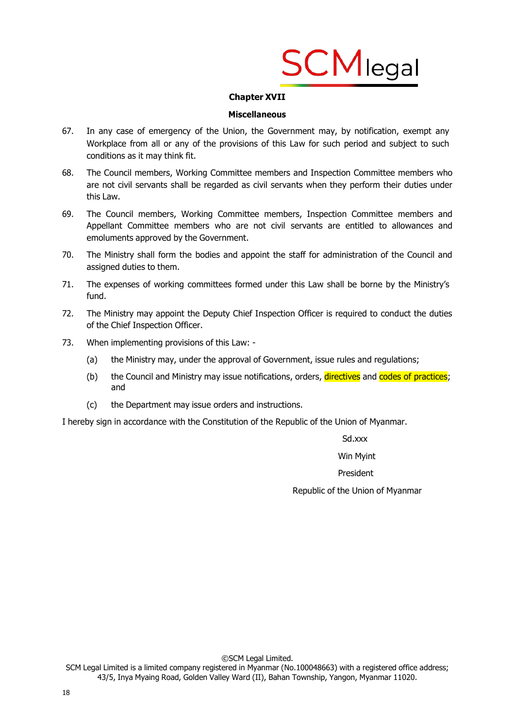## Chapter XVII

### Miscellaneous

67. In any case of emergency of the Union, the Government may, by notification, exempt any Workplace from all or any of the provisions of this Law for such period and subject to such conditions as it may think fit.

68. The Council members, Working Committee members and Inspection Committee members who are not civil servants shall be regarded as civil servants when they perform their duties under this Law.

69. The Council members, Working Committee members, Inspection Committee members and Appellant Committee members who are not civil servants are entitled to allowances and emoluments approved by the Government.

70. The Ministry shall form the bodies and appoint the staff for administration of the Council and assigned duties to them.

71. The expenses of working committees formed under this Law shall be borne by the Ministry's fund.

72. The Ministry may appoint the Deputy Chief Inspection Officer is required to conduct the duties of the Chief Inspection Officer.

73. When implementing provisions of this Law: -

    (a) the Ministry may, under the approval of Government, issue rules and regulations;

    (b) the Council and Ministry may issue notifications, orders, directives and codes of practices; and

    (c) the Department may issue orders and instructions.

I hereby sign in accordance with the Constitution of the Republic of the Union of Myanmar.

Sd.xxx

Win Myint

President

Republic of the Union of Myanmar